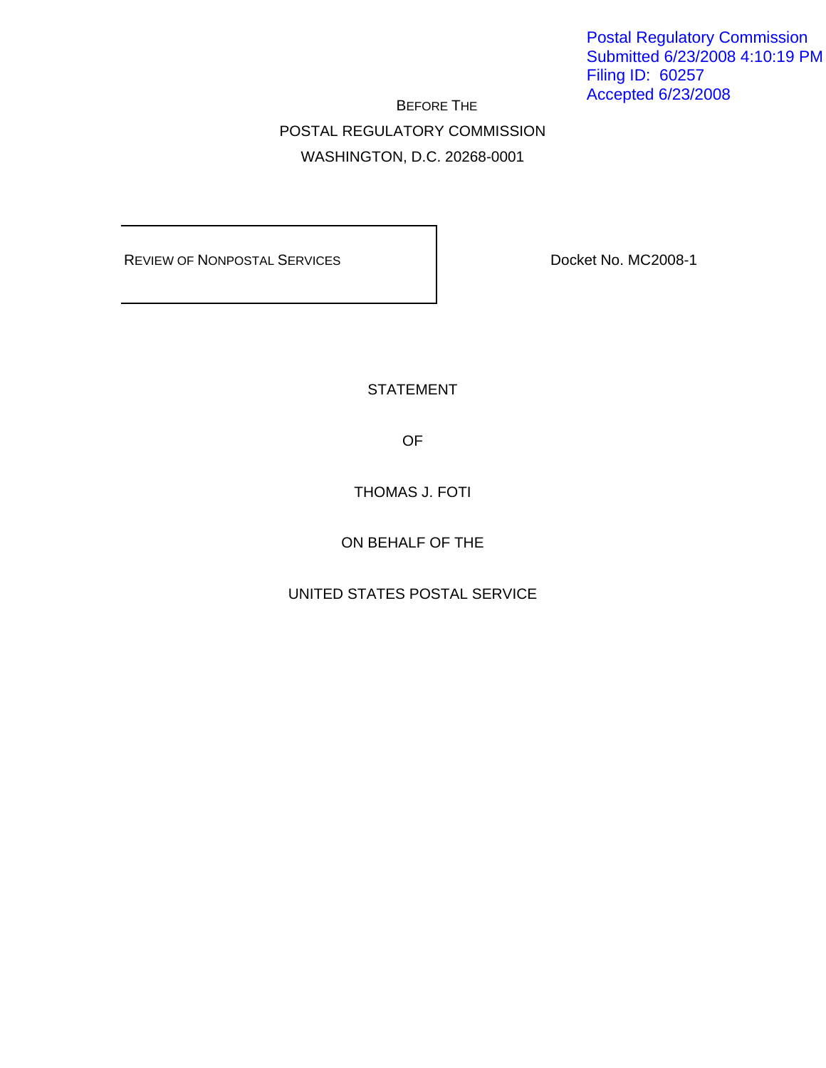Postal Regulatory Commission
Submitted 6/23/2008 4:10:19 PM
Filing ID: 60257
Accepted 6/23/2008

BEFORE THE
POSTAL REGULATORY COMMISSION
WASHINGTON, D.C. 20268-0001

| REVIEW OF NONPOSTAL SERVICES | Docket No. MC2008-1 |
|---|---|

STATEMENT

OF

THOMAS J. FOTI

ON BEHALF OF THE

UNITED STATES POSTAL SERVICE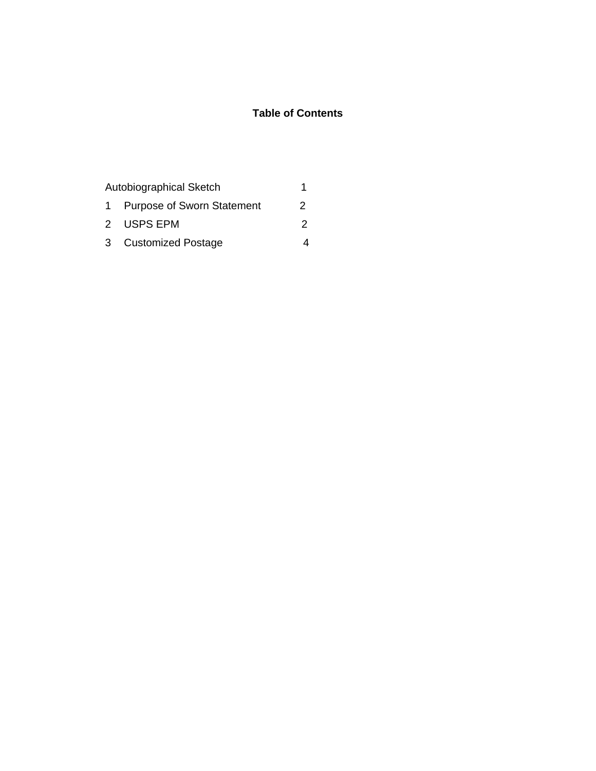# Table of Contents

| | |
|---|---|
| Autobiographical Sketch | 1 |
| 1 Purpose of Sworn Statement | 2 |
| 2 USPS EPM | 2 |
| 3 Customized Postage | 4 |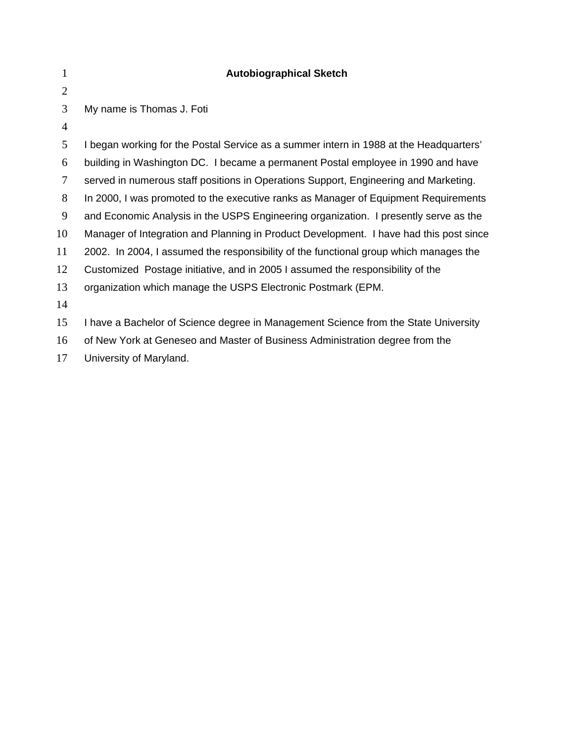# Autobiographical Sketch

My name is Thomas J. Foti

I began working for the Postal Service as a summer intern in 1988 at the Headquarters' building in Washington DC. I became a permanent Postal employee in 1990 and have served in numerous staff positions in Operations Support, Engineering and Marketing. In 2000, I was promoted to the executive ranks as Manager of Equipment Requirements and Economic Analysis in the USPS Engineering organization. I presently serve as the Manager of Integration and Planning in Product Development. I have had this post since 2002. In 2004, I assumed the responsibility of the functional group which manages the Customized Postage initiative, and in 2005 I assumed the responsibility of the organization which manage the USPS Electronic Postmark (EPM.

I have a Bachelor of Science degree in Management Science from the State University of New York at Geneseo and Master of Business Administration degree from the University of Maryland.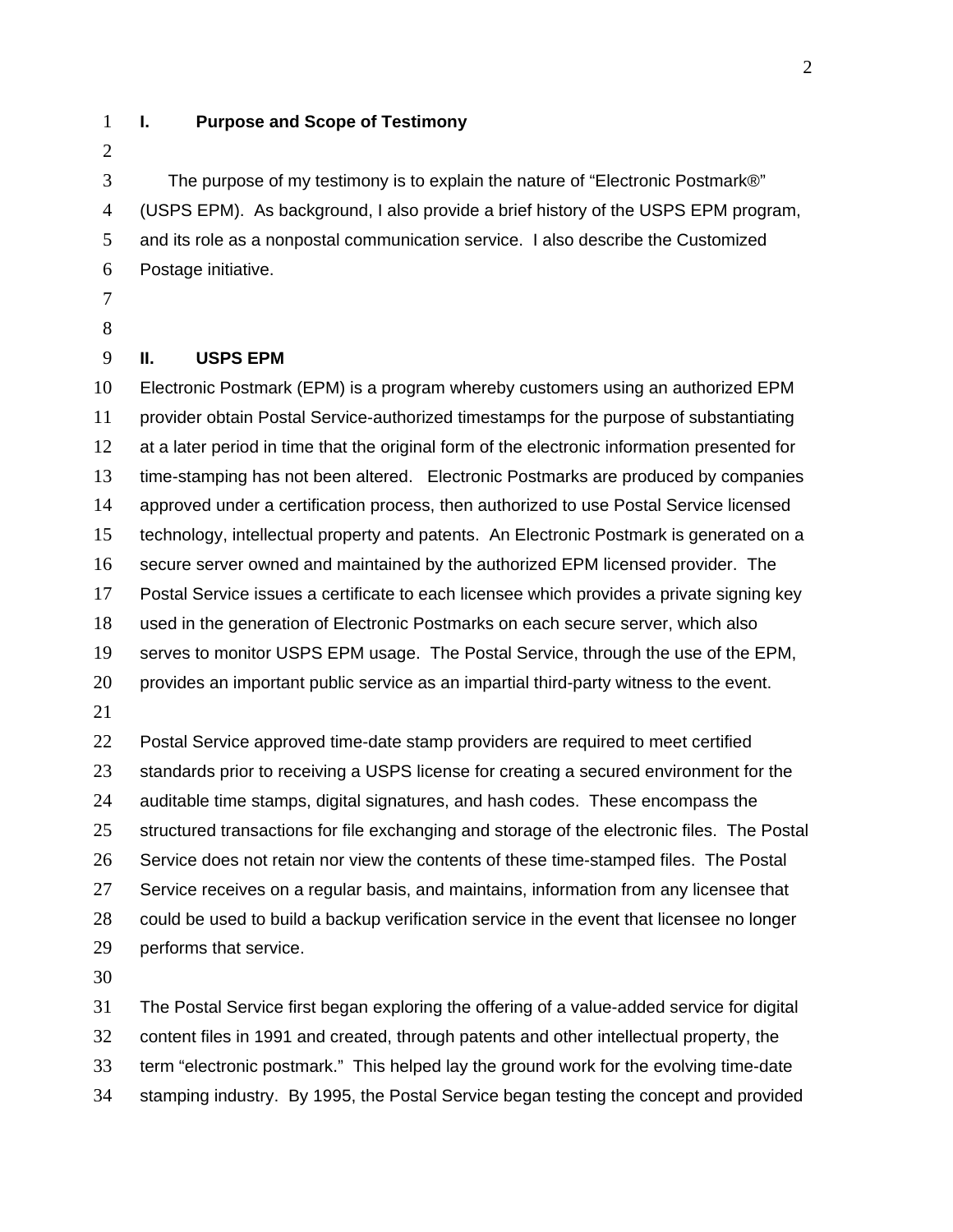## I. Purpose and Scope of Testimony

The purpose of my testimony is to explain the nature of "Electronic Postmark®" (USPS EPM). As background, I also provide a brief history of the USPS EPM program, and its role as a nonpostal communication service. I also describe the Customized Postage initiative.

## II. USPS EPM

Electronic Postmark (EPM) is a program whereby customers using an authorized EPM provider obtain Postal Service-authorized timestamps for the purpose of substantiating at a later period in time that the original form of the electronic information presented for time-stamping has not been altered. Electronic Postmarks are produced by companies approved under a certification process, then authorized to use Postal Service licensed technology, intellectual property and patents. An Electronic Postmark is generated on a secure server owned and maintained by the authorized EPM licensed provider. The Postal Service issues a certificate to each licensee which provides a private signing key used in the generation of Electronic Postmarks on each secure server, which also serves to monitor USPS EPM usage. The Postal Service, through the use of the EPM, provides an important public service as an impartial third-party witness to the event.

Postal Service approved time-date stamp providers are required to meet certified standards prior to receiving a USPS license for creating a secured environment for the auditable time stamps, digital signatures, and hash codes. These encompass the structured transactions for file exchanging and storage of the electronic files. The Postal Service does not retain nor view the contents of these time-stamped files. The Postal Service receives on a regular basis, and maintains, information from any licensee that could be used to build a backup verification service in the event that licensee no longer performs that service.

The Postal Service first began exploring the offering of a value-added service for digital content files in 1991 and created, through patents and other intellectual property, the term "electronic postmark." This helped lay the ground work for the evolving time-date stamping industry. By 1995, the Postal Service began testing the concept and provided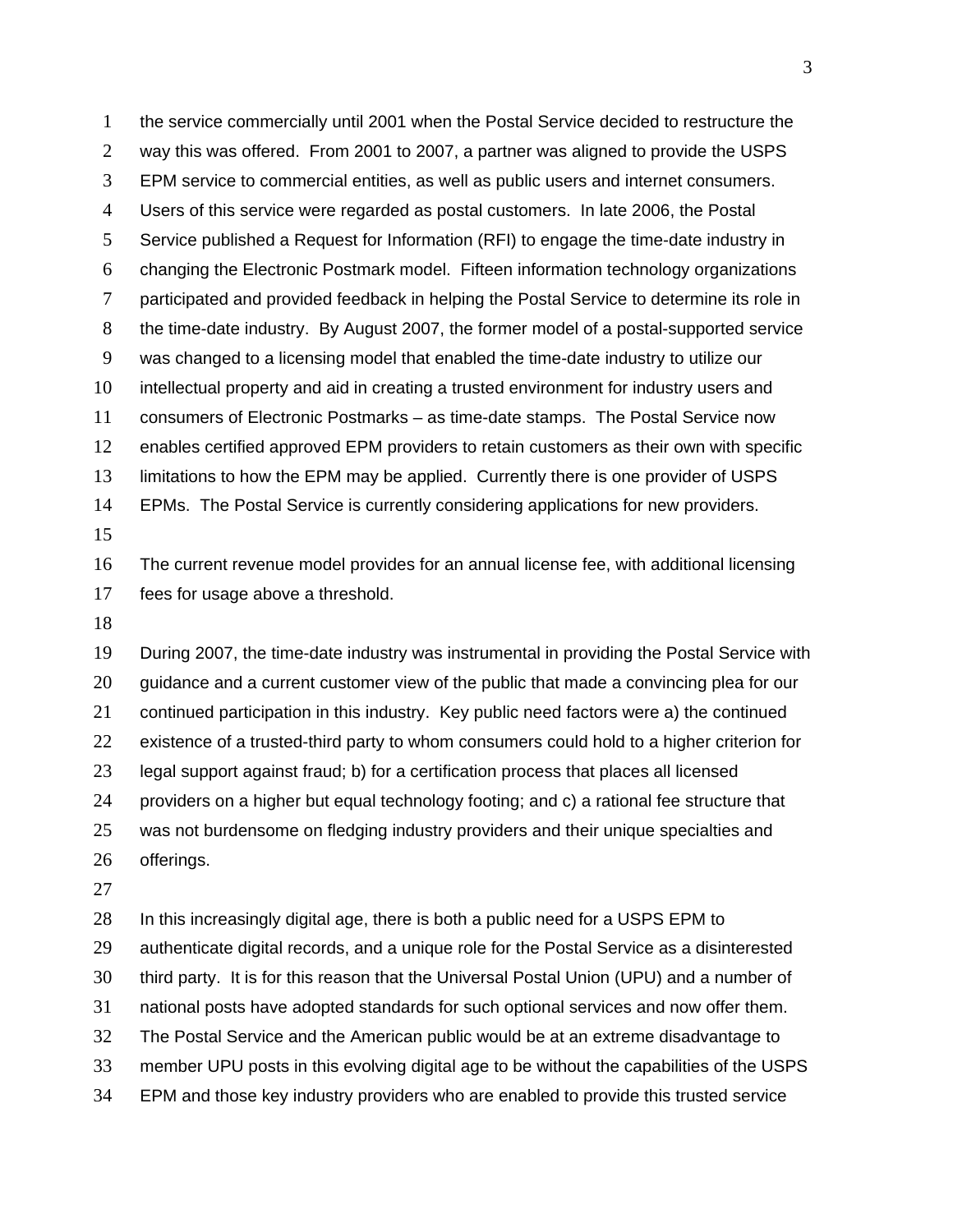the service commercially until 2001 when the Postal Service decided to restructure the way this was offered. From 2001 to 2007, a partner was aligned to provide the USPS EPM service to commercial entities, as well as public users and internet consumers. Users of this service were regarded as postal customers. In late 2006, the Postal Service published a Request for Information (RFI) to engage the time-date industry in changing the Electronic Postmark model. Fifteen information technology organizations participated and provided feedback in helping the Postal Service to determine its role in the time-date industry. By August 2007, the former model of a postal-supported service was changed to a licensing model that enabled the time-date industry to utilize our intellectual property and aid in creating a trusted environment for industry users and consumers of Electronic Postmarks – as time-date stamps. The Postal Service now enables certified approved EPM providers to retain customers as their own with specific limitations to how the EPM may be applied. Currently there is one provider of USPS EPMs. The Postal Service is currently considering applications for new providers.

The current revenue model provides for an annual license fee, with additional licensing fees for usage above a threshold.

During 2007, the time-date industry was instrumental in providing the Postal Service with guidance and a current customer view of the public that made a convincing plea for our continued participation in this industry. Key public need factors were a) the continued existence of a trusted-third party to whom consumers could hold to a higher criterion for legal support against fraud; b) for a certification process that places all licensed providers on a higher but equal technology footing; and c) a rational fee structure that was not burdensome on fledging industry providers and their unique specialties and offerings.

In this increasingly digital age, there is both a public need for a USPS EPM to authenticate digital records, and a unique role for the Postal Service as a disinterested third party. It is for this reason that the Universal Postal Union (UPU) and a number of national posts have adopted standards for such optional services and now offer them. The Postal Service and the American public would be at an extreme disadvantage to member UPU posts in this evolving digital age to be without the capabilities of the USPS EPM and those key industry providers who are enabled to provide this trusted service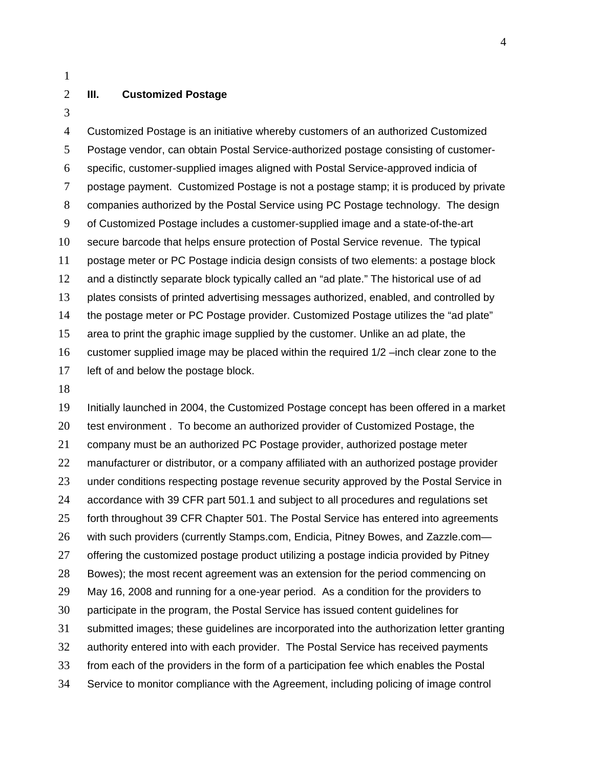## III. Customized Postage

Customized Postage is an initiative whereby customers of an authorized Customized Postage vendor, can obtain Postal Service-authorized postage consisting of customer-specific, customer-supplied images aligned with Postal Service-approved indicia of postage payment. Customized Postage is not a postage stamp; it is produced by private companies authorized by the Postal Service using PC Postage technology. The design of Customized Postage includes a customer-supplied image and a state-of-the-art secure barcode that helps ensure protection of Postal Service revenue. The typical postage meter or PC Postage indicia design consists of two elements: a postage block and a distinctly separate block typically called an "ad plate." The historical use of ad plates consists of printed advertising messages authorized, enabled, and controlled by the postage meter or PC Postage provider. Customized Postage utilizes the "ad plate" area to print the graphic image supplied by the customer. Unlike an ad plate, the customer supplied image may be placed within the required 1/2 –inch clear zone to the left of and below the postage block.

Initially launched in 2004, the Customized Postage concept has been offered in a market test environment . To become an authorized provider of Customized Postage, the company must be an authorized PC Postage provider, authorized postage meter manufacturer or distributor, or a company affiliated with an authorized postage provider under conditions respecting postage revenue security approved by the Postal Service in accordance with 39 CFR part 501.1 and subject to all procedures and regulations set forth throughout 39 CFR Chapter 501. The Postal Service has entered into agreements with such providers (currently Stamps.com, Endicia, Pitney Bowes, and Zazzle.com—offering the customized postage product utilizing a postage indicia provided by Pitney Bowes); the most recent agreement was an extension for the period commencing on May 16, 2008 and running for a one-year period. As a condition for the providers to participate in the program, the Postal Service has issued content guidelines for submitted images; these guidelines are incorporated into the authorization letter granting authority entered into with each provider. The Postal Service has received payments from each of the providers in the form of a participation fee which enables the Postal Service to monitor compliance with the Agreement, including policing of image control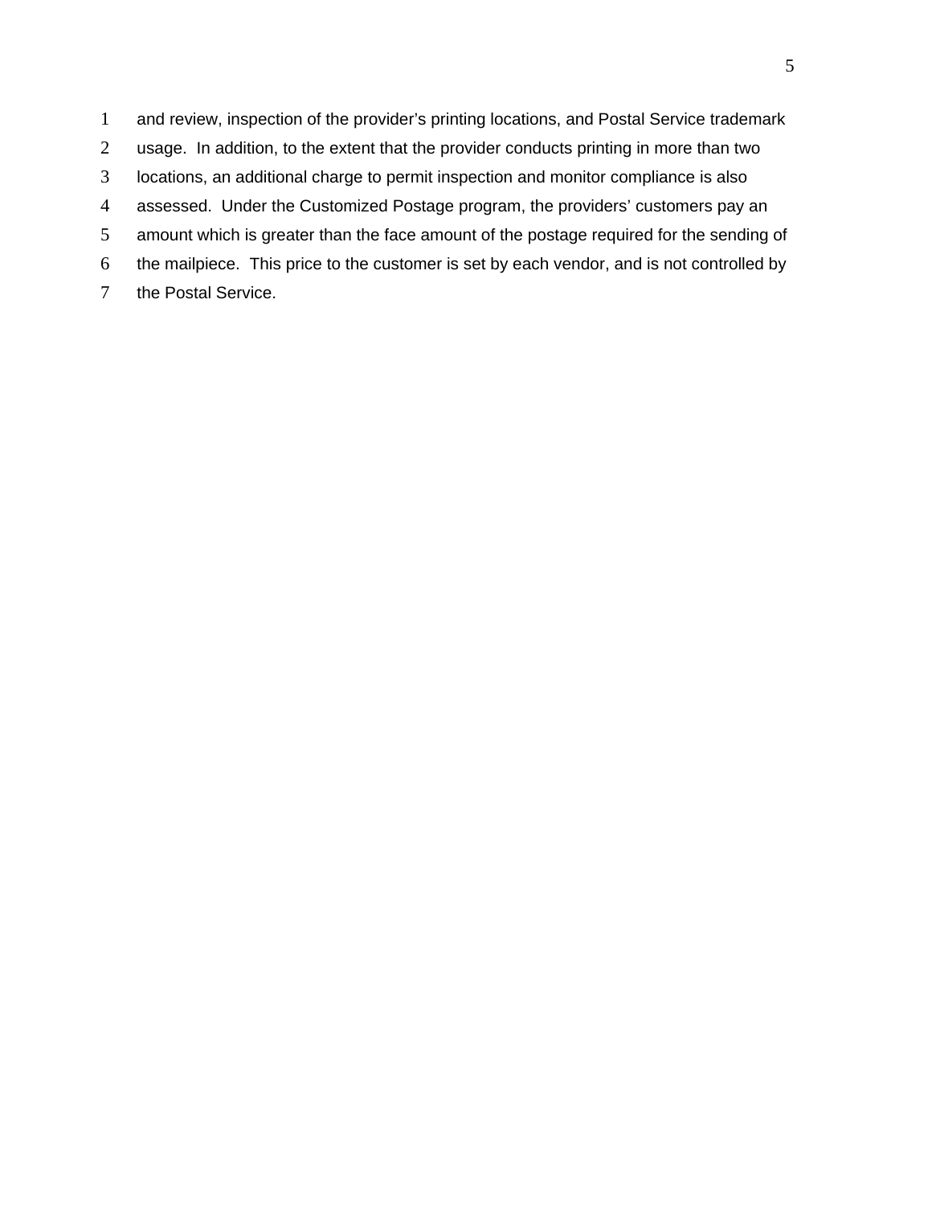and review, inspection of the provider's printing locations, and Postal Service trademark usage. In addition, to the extent that the provider conducts printing in more than two locations, an additional charge to permit inspection and monitor compliance is also assessed. Under the Customized Postage program, the providers' customers pay an amount which is greater than the face amount of the postage required for the sending of the mailpiece. This price to the customer is set by each vendor, and is not controlled by the Postal Service.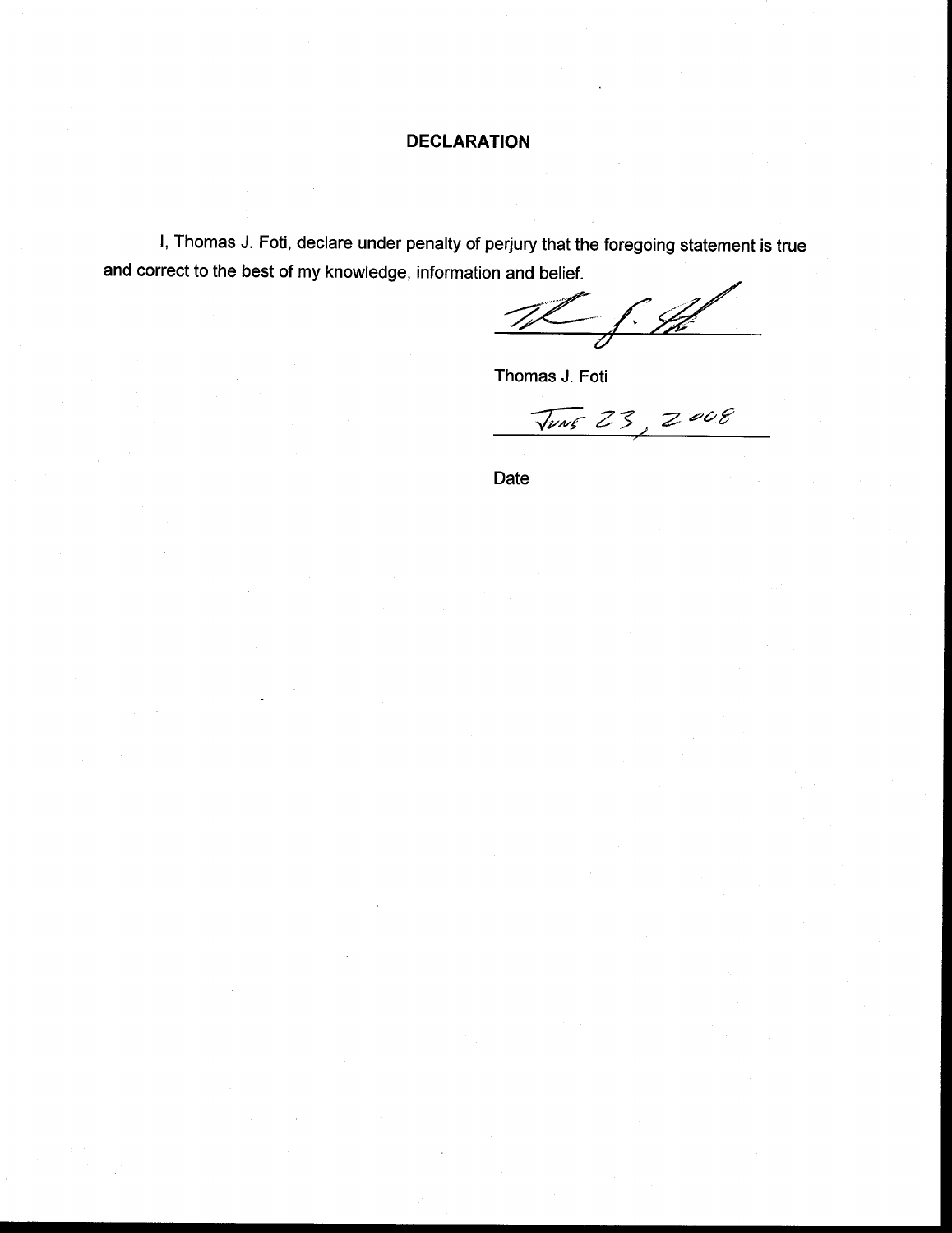# DECLARATION

I, Thomas J. Foti, declare under penalty of perjury that the foregoing statement is true and correct to the best of my knowledge, information and belief.

Thomas J. Foti

June 23, 2008

Date